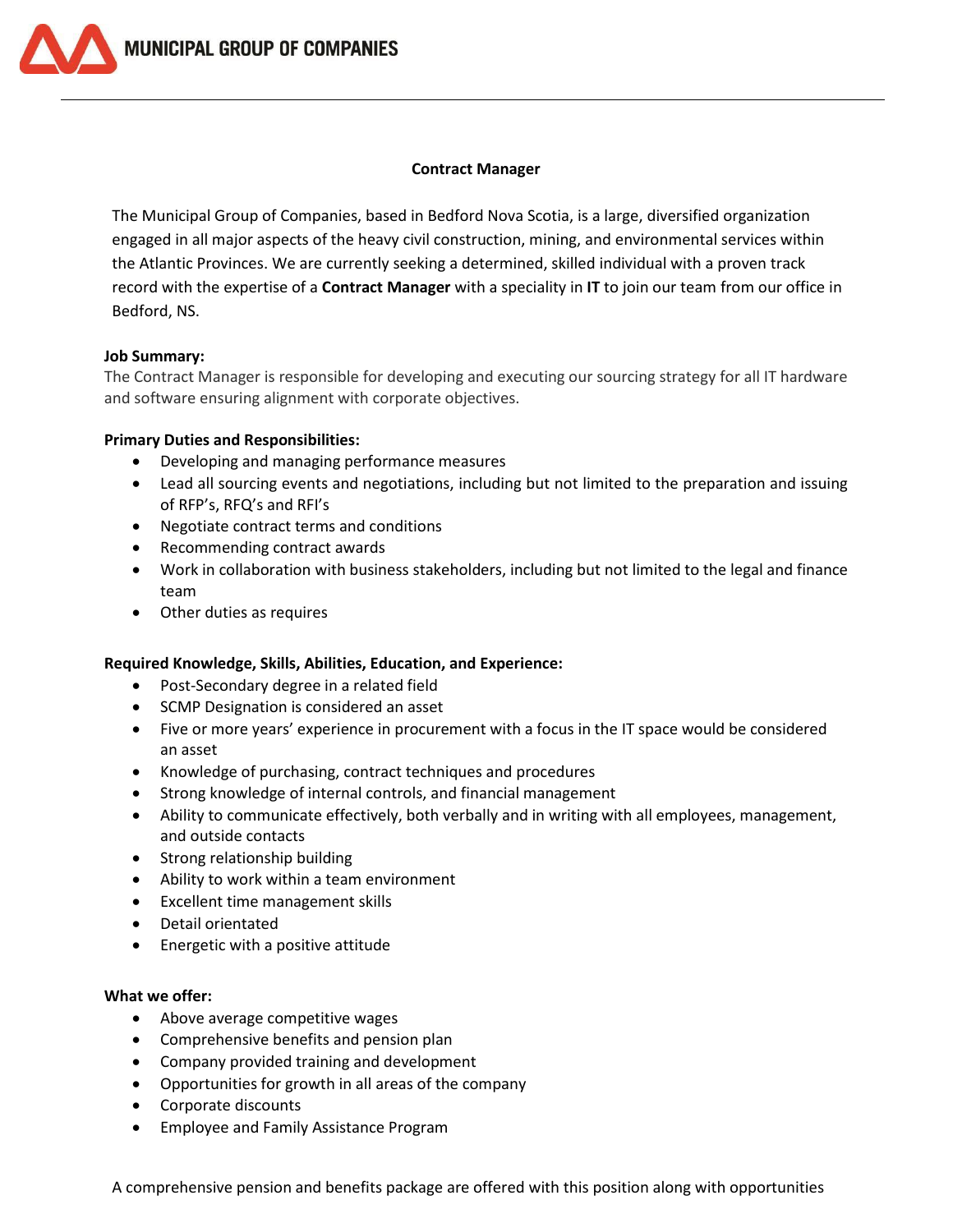MUNICIPAL GROUP OF COMPANIES

# Contract Manager

The Municipal Group of Companies, based in Bedford Nova Scotia, is a large, diversified organization engaged in all major aspects of the heavy civil construction, mining, and environmental services within the Atlantic Provinces. We are currently seeking a determined, skilled individual with a proven track record with the expertise of a **Contract Manager** with a speciality in **IT** to join our team from our office in Bedford, NS.

**Job Summary:**

The Contract Manager is responsible for developing and executing our sourcing strategy for all IT hardware and software ensuring alignment with corporate objectives.

**Primary Duties and Responsibilities:**

- Developing and managing performance measures
- Lead all sourcing events and negotiations, including but not limited to the preparation and issuing of RFP's, RFQ's and RFI's
- Negotiate contract terms and conditions
- Recommending contract awards
- Work in collaboration with business stakeholders, including but not limited to the legal and finance team
- Other duties as requires

**Required Knowledge, Skills, Abilities, Education, and Experience:**

- Post-Secondary degree in a related field
- SCMP Designation is considered an asset
- Five or more years' experience in procurement with a focus in the IT space would be considered an asset
- Knowledge of purchasing, contract techniques and procedures
- Strong knowledge of internal controls, and financial management
- Ability to communicate effectively, both verbally and in writing with all employees, management, and outside contacts
- Strong relationship building
- Ability to work within a team environment
- Excellent time management skills
- Detail orientated
- Energetic with a positive attitude

**What we offer:**

- Above average competitive wages
- Comprehensive benefits and pension plan
- Company provided training and development
- Opportunities for growth in all areas of the company
- Corporate discounts
- Employee and Family Assistance Program

A comprehensive pension and benefits package are offered with this position along with opportunities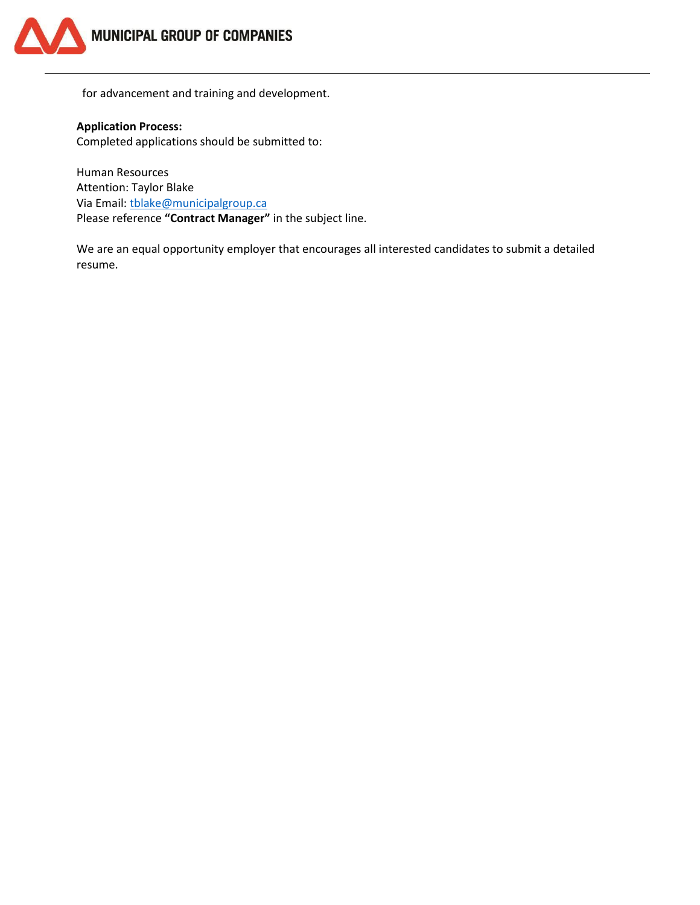for advancement and training and development.

**Application Process:**
Completed applications should be submitted to:

Human Resources
Attention: Taylor Blake
Via Email: tblake@municipalgroup.ca
Please reference **"Contract Manager"** in the subject line.

We are an equal opportunity employer that encourages all interested candidates to submit a detailed resume.